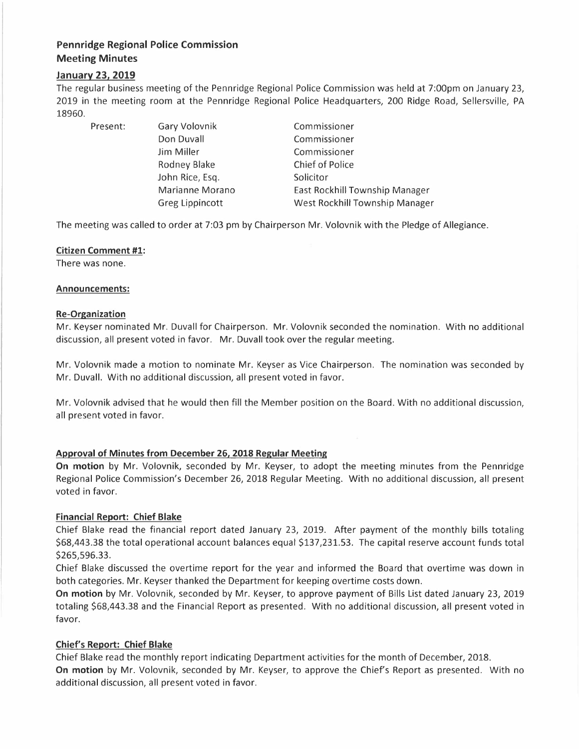# Pennridge Regional Police Commission
# Meeting Minutes

## January 23, 2019

The regular business meeting of the Pennridge Regional Police Commission was held at 7:00pm on January 23, 2019 in the meeting room at the Pennridge Regional Police Headquarters, 200 Ridge Road, Sellersville, PA 18960.

| Present: | | |
|---|---|---|
| | Gary Volovnik | Commissioner |
| | Don Duvall | Commissioner |
| | Jim Miller | Commissioner |
| | Rodney Blake | Chief of Police |
| | John Rice, Esq. | Solicitor |
| | Marianne Morano | East Rockhill Township Manager |
| | Greg Lippincott | West Rockhill Township Manager |

The meeting was called to order at 7:03 pm by Chairperson Mr. Volovnik with the Pledge of Allegiance.

### Citizen Comment #1:

There was none.

### Announcements:

### Re-Organization

Mr. Keyser nominated Mr. Duvall for Chairperson. Mr. Volovnik seconded the nomination. With no additional discussion, all present voted in favor. Mr. Duvall took over the regular meeting.

Mr. Volovnik made a motion to nominate Mr. Keyser as Vice Chairperson. The nomination was seconded by Mr. Duvall. With no additional discussion, all present voted in favor.

Mr. Volovnik advised that he would then fill the Member position on the Board. With no additional discussion, all present voted in favor.

### Approval of Minutes from December 26, 2018 Regular Meeting

**On motion** by Mr. Volovnik, seconded by Mr. Keyser, to adopt the meeting minutes from the Pennridge Regional Police Commission's December 26, 2018 Regular Meeting. With no additional discussion, all present voted in favor.

### Financial Report: Chief Blake

Chief Blake read the financial report dated January 23, 2019. After payment of the monthly bills totaling $68,443.38 the total operational account balances equal $137,231.53. The capital reserve account funds total $265,596.33.

Chief Blake discussed the overtime report for the year and informed the Board that overtime was down in both categories. Mr. Keyser thanked the Department for keeping overtime costs down.

**On motion** by Mr. Volovnik, seconded by Mr. Keyser, to approve payment of Bills List dated January 23, 2019 totaling $68,443.38 and the Financial Report as presented. With no additional discussion, all present voted in favor.

### Chief's Report: Chief Blake

Chief Blake read the monthly report indicating Department activities for the month of December, 2018.

**On motion** by Mr. Volovnik, seconded by Mr. Keyser, to approve the Chief's Report as presented. With no additional discussion, all present voted in favor.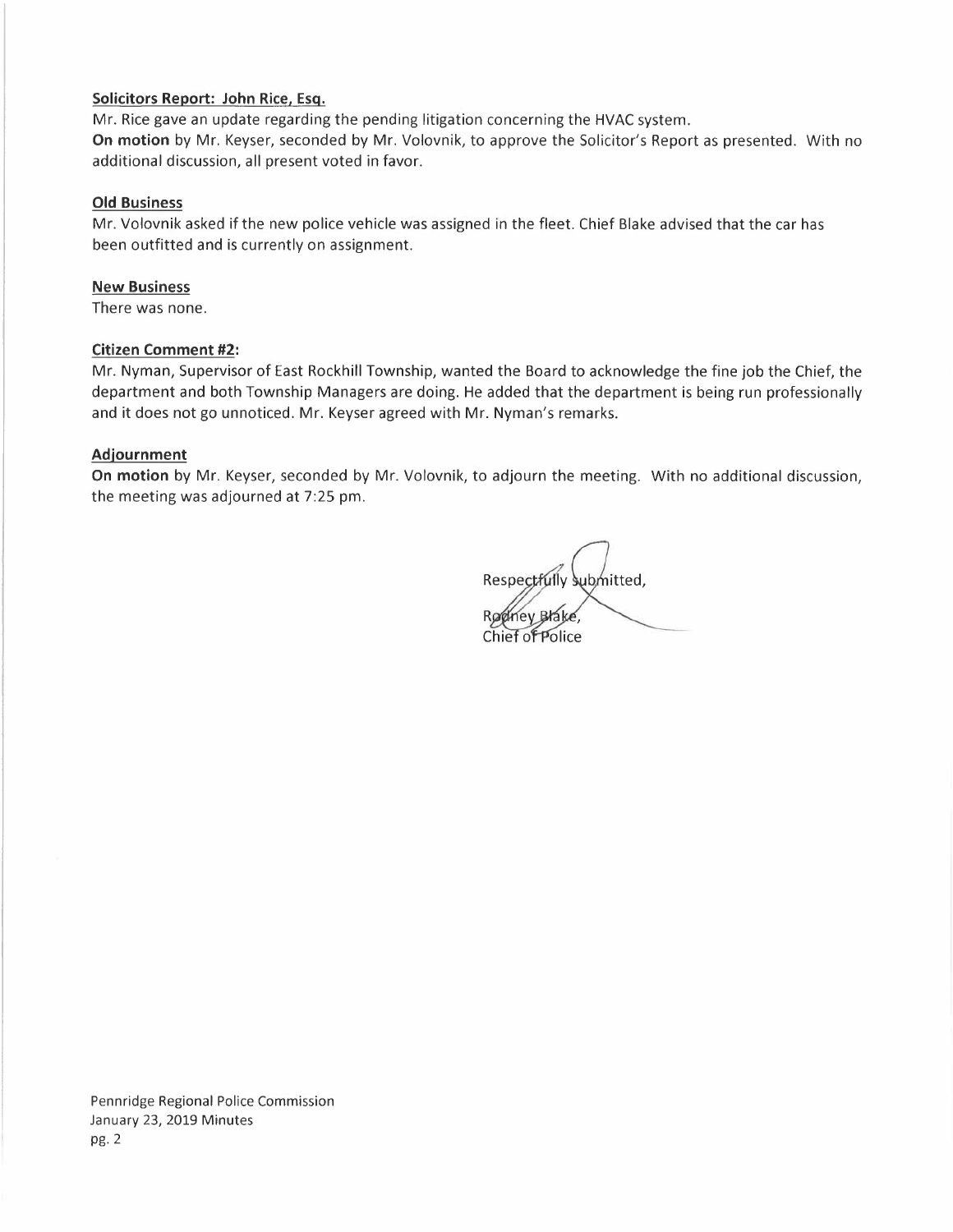**Solicitors Report: John Rice, Esq.**

Mr. Rice gave an update regarding the pending litigation concerning the HVAC system.

**On motion** by Mr. Keyser, seconded by Mr. Volovnik, to approve the Solicitor's Report as presented. With no additional discussion, all present voted in favor.

**Old Business**

Mr. Volovnik asked if the new police vehicle was assigned in the fleet. Chief Blake advised that the car has been outfitted and is currently on assignment.

**New Business**

There was none.

**Citizen Comment #2:**

Mr. Nyman, Supervisor of East Rockhill Township, wanted the Board to acknowledge the fine job the Chief, the department and both Township Managers are doing. He added that the department is being run professionally and it does not go unnoticed. Mr. Keyser agreed with Mr. Nyman's remarks.

**Adjournment**

**On motion** by Mr. Keyser, seconded by Mr. Volovnik, to adjourn the meeting. With no additional discussion, the meeting was adjourned at 7:25 pm.

Respectfully submitted,

Rodney Blake,
Chief of Police

Pennridge Regional Police Commission
January 23, 2019 Minutes